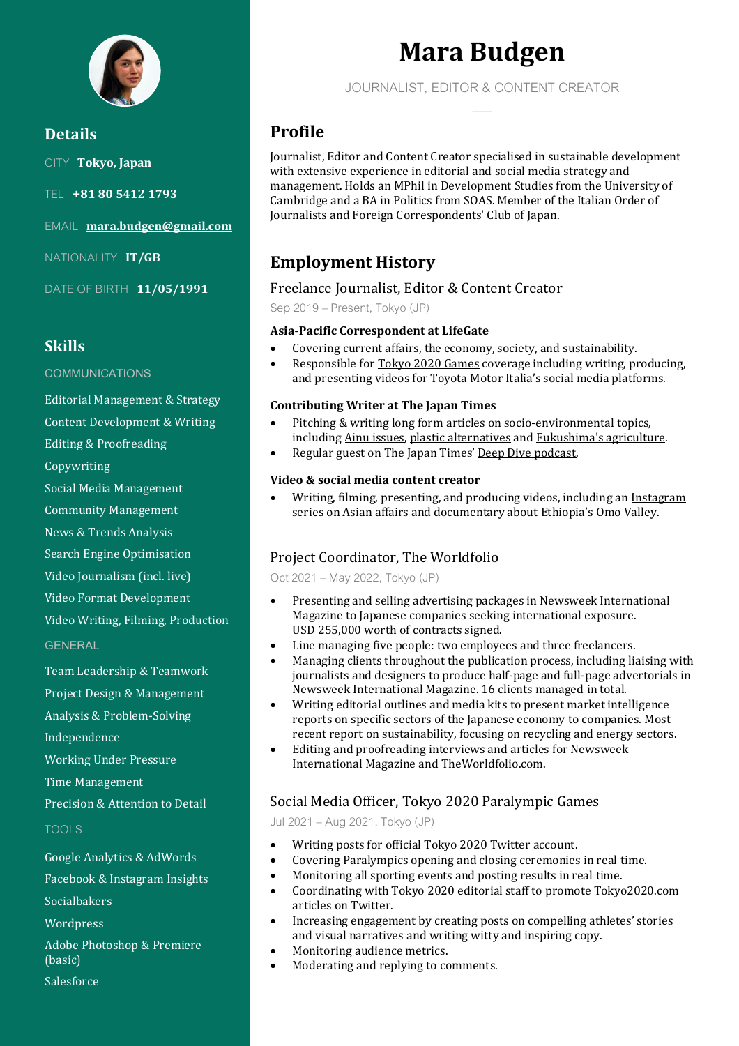# Mara Budgen

JOURNALIST, EDITOR & CONTENT CREATOR

## Details

CITY **Tokyo, Japan**

TEL **+81 80 5412 1793**

EMAIL **mara.budgen@gmail.com**

NATIONALITY **IT/GB**

DATE OF BIRTH **11/05/1991**

## Skills

### COMMUNICATIONS

- Editorial Management & Strategy
- Content Development & Writing
- Editing & Proofreading
- Copywriting
- Social Media Management
- Community Management
- News & Trends Analysis
- Search Engine Optimisation
- Video Journalism (incl. live)
- Video Format Development
- Video Writing, Filming, Production

### GENERAL

- Team Leadership & Teamwork
- Project Design & Management
- Analysis & Problem-Solving
- Independence
- Working Under Pressure
- Time Management
- Precision & Attention to Detail

### TOOLS

- Google Analytics & AdWords
- Facebook & Instagram Insights
- Socialbakers
- Wordpress
- Adobe Photoshop & Premiere (basic)
- Salesforce

## Profile

Journalist, Editor and Content Creator specialised in sustainable development with extensive experience in editorial and social media strategy and management. Holds an MPhil in Development Studies from the University of Cambridge and a BA in Politics from SOAS. Member of the Italian Order of Journalists and Foreign Correspondents' Club of Japan.

## Employment History

### Freelance Journalist, Editor & Content Creator

Sep 2019 – Present, Tokyo (JP)

**Asia-Pacific Correspondent at LifeGate**

- Covering current affairs, the economy, society, and sustainability.
- Responsible for Tokyo 2020 Games coverage including writing, producing, and presenting videos for Toyota Motor Italia's social media platforms.

**Contributing Writer at The Japan Times**

- Pitching & writing long form articles on socio-environmental topics, including Ainu issues, plastic alternatives and Fukushima's agriculture.
- Regular guest on The Japan Times' Deep Dive podcast.

**Video & social media content creator**

- Writing, filming, presenting, and producing videos, including an Instagram series on Asian affairs and documentary about Ethiopia's Omo Valley.

### Project Coordinator, The Worldfolio

Oct 2021 – May 2022, Tokyo (JP)

- Presenting and selling advertising packages in Newsweek International Magazine to Japanese companies seeking international exposure. USD 255,000 worth of contracts signed.
- Line managing five people: two employees and three freelancers.
- Managing clients throughout the publication process, including liaising with journalists and designers to produce half-page and full-page advertorials in Newsweek International Magazine. 16 clients managed in total.
- Writing editorial outlines and media kits to present market intelligence reports on specific sectors of the Japanese economy to companies. Most recent report on sustainability, focusing on recycling and energy sectors.
- Editing and proofreading interviews and articles for Newsweek International Magazine and TheWorldfolio.com.

### Social Media Officer, Tokyo 2020 Paralympic Games

Jul 2021 – Aug 2021, Tokyo (JP)

- Writing posts for official Tokyo 2020 Twitter account.
- Covering Paralympics opening and closing ceremonies in real time.
- Monitoring all sporting events and posting results in real time.
- Coordinating with Tokyo 2020 editorial staff to promote Tokyo2020.com articles on Twitter.
- Increasing engagement by creating posts on compelling athletes' stories and visual narratives and writing witty and inspiring copy.
- Monitoring audience metrics.
- Moderating and replying to comments.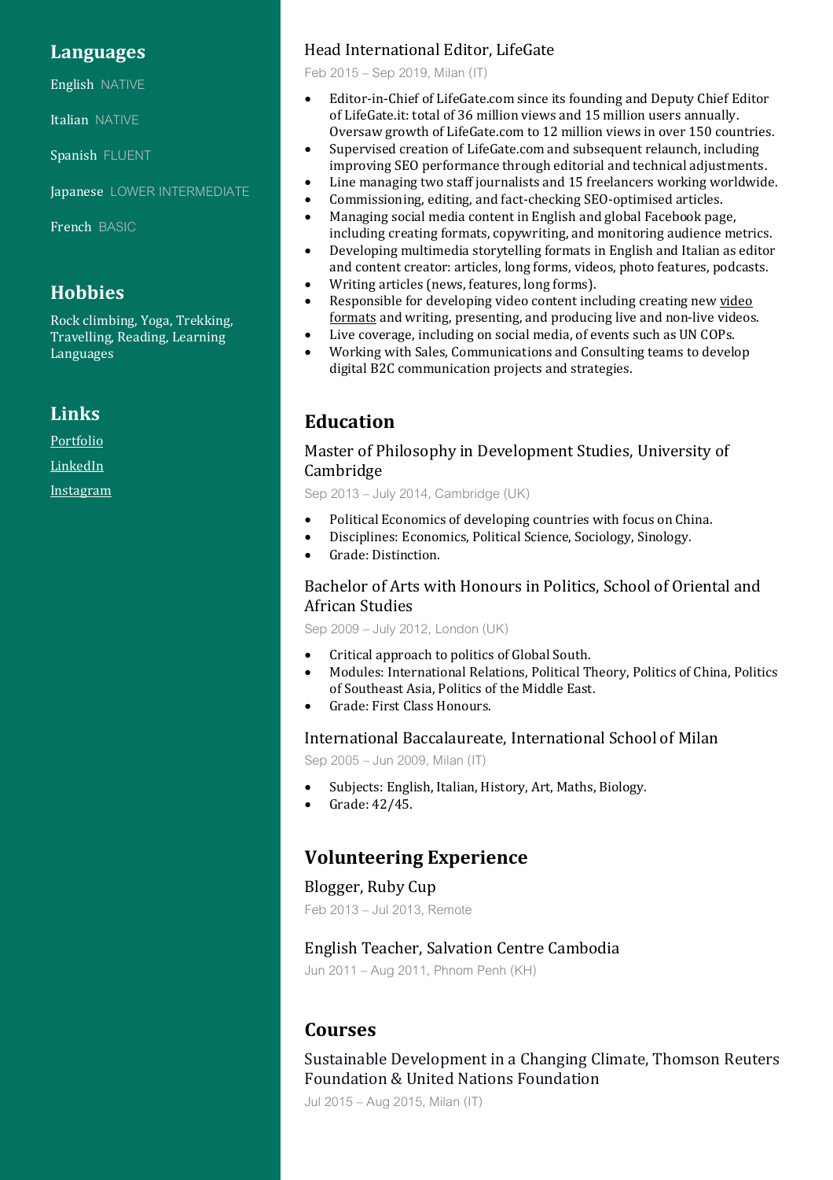## Languages

English NATIVE

Italian NATIVE

Spanish FLUENT

Japanese LOWER INTERMEDIATE

French BASIC

## Hobbies

Rock climbing, Yoga, Trekking, Travelling, Reading, Learning Languages

## Links

Portfolio

LinkedIn

Instagram

### Head International Editor, LifeGate

Feb 2015 – Sep 2019, Milan (IT)

- Editor-in-Chief of LifeGate.com since its founding and Deputy Chief Editor of LifeGate.it: total of 36 million views and 15 million users annually. Oversaw growth of LifeGate.com to 12 million views in over 150 countries.
- Supervised creation of LifeGate.com and subsequent relaunch, including improving SEO performance through editorial and technical adjustments.
- Line managing two staff journalists and 15 freelancers working worldwide.
- Commissioning, editing, and fact-checking SEO-optimised articles.
- Managing social media content in English and global Facebook page, including creating formats, copywriting, and monitoring audience metrics.
- Developing multimedia storytelling formats in English and Italian as editor and content creator: articles, long forms, videos, photo features, podcasts.
- Writing articles (news, features, long forms).
- Responsible for developing video content including creating new video formats and writing, presenting, and producing live and non-live videos.
- Live coverage, including on social media, of events such as UN COPs.
- Working with Sales, Communications and Consulting teams to develop digital B2C communication projects and strategies.

## Education

### Master of Philosophy in Development Studies, University of Cambridge

Sep 2013 – July 2014, Cambridge (UK)

- Political Economics of developing countries with focus on China.
- Disciplines: Economics, Political Science, Sociology, Sinology.
- Grade: Distinction.

### Bachelor of Arts with Honours in Politics, School of Oriental and African Studies

Sep 2009 – July 2012, London (UK)

- Critical approach to politics of Global South.
- Modules: International Relations, Political Theory, Politics of China, Politics of Southeast Asia, Politics of the Middle East.
- Grade: First Class Honours.

### International Baccalaureate, International School of Milan

Sep 2005 – Jun 2009, Milan (IT)

- Subjects: English, Italian, History, Art, Maths, Biology.
- Grade: 42/45.

## Volunteering Experience

### Blogger, Ruby Cup

Feb 2013 – Jul 2013, Remote

### English Teacher, Salvation Centre Cambodia

Jun 2011 – Aug 2011, Phnom Penh (KH)

## Courses

### Sustainable Development in a Changing Climate, Thomson Reuters Foundation & United Nations Foundation

Jul 2015 – Aug 2015, Milan (IT)